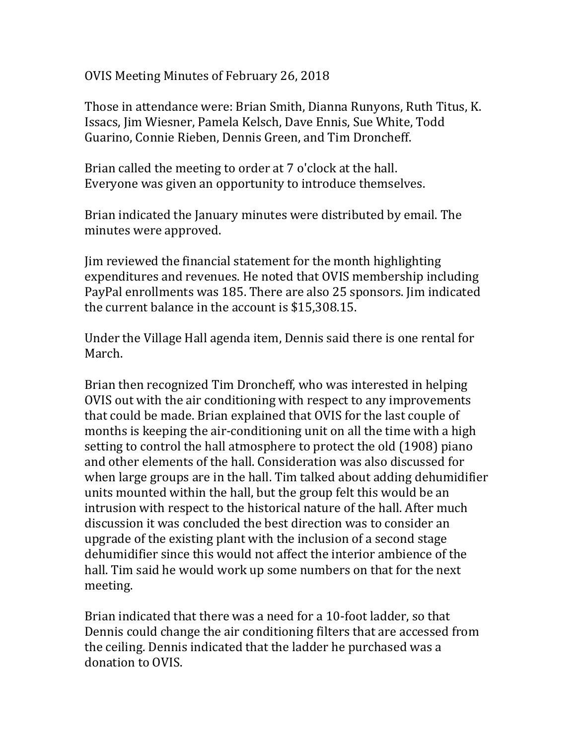OVIS Meeting Minutes of February 26, 2018

Those in attendance were: Brian Smith, Dianna Runyons, Ruth Titus, K. Issacs, Jim Wiesner, Pamela Kelsch, Dave Ennis, Sue White, Todd Guarino, Connie Rieben, Dennis Green, and Tim Droncheff.

Brian called the meeting to order at 7 o'clock at the hall.
Everyone was given an opportunity to introduce themselves.

Brian indicated the January minutes were distributed by email. The minutes were approved.

Jim reviewed the financial statement for the month highlighting expenditures and revenues. He noted that OVIS membership including PayPal enrollments was 185. There are also 25 sponsors. Jim indicated the current balance in the account is $15,308.15.

Under the Village Hall agenda item, Dennis said there is one rental for March.

Brian then recognized Tim Droncheff, who was interested in helping OVIS out with the air conditioning with respect to any improvements that could be made. Brian explained that OVIS for the last couple of months is keeping the air-conditioning unit on all the time with a high setting to control the hall atmosphere to protect the old (1908) piano and other elements of the hall. Consideration was also discussed for when large groups are in the hall. Tim talked about adding dehumidifier units mounted within the hall, but the group felt this would be an intrusion with respect to the historical nature of the hall. After much discussion it was concluded the best direction was to consider an upgrade of the existing plant with the inclusion of a second stage dehumidifier since this would not affect the interior ambience of the hall. Tim said he would work up some numbers on that for the next meeting.

Brian indicated that there was a need for a 10-foot ladder, so that Dennis could change the air conditioning filters that are accessed from the ceiling. Dennis indicated that the ladder he purchased was a donation to OVIS.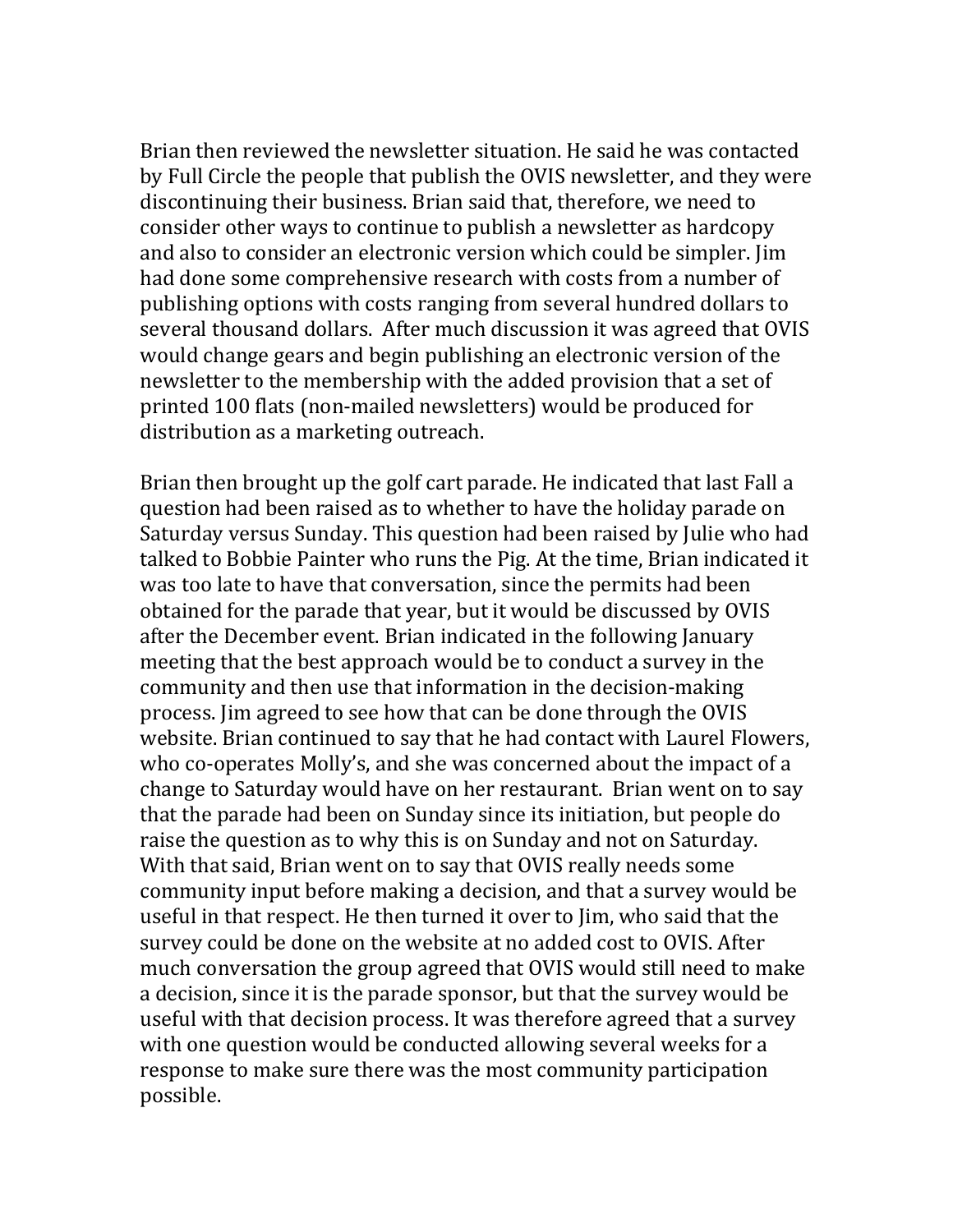Brian then reviewed the newsletter situation. He said he was contacted by Full Circle the people that publish the OVIS newsletter, and they were discontinuing their business. Brian said that, therefore, we need to consider other ways to continue to publish a newsletter as hardcopy and also to consider an electronic version which could be simpler. Jim had done some comprehensive research with costs from a number of publishing options with costs ranging from several hundred dollars to several thousand dollars. After much discussion it was agreed that OVIS would change gears and begin publishing an electronic version of the newsletter to the membership with the added provision that a set of printed 100 flats (non-mailed newsletters) would be produced for distribution as a marketing outreach.

Brian then brought up the golf cart parade. He indicated that last Fall a question had been raised as to whether to have the holiday parade on Saturday versus Sunday. This question had been raised by Julie who had talked to Bobbie Painter who runs the Pig. At the time, Brian indicated it was too late to have that conversation, since the permits had been obtained for the parade that year, but it would be discussed by OVIS after the December event. Brian indicated in the following January meeting that the best approach would be to conduct a survey in the community and then use that information in the decision-making process. Jim agreed to see how that can be done through the OVIS website. Brian continued to say that he had contact with Laurel Flowers, who co-operates Molly's, and she was concerned about the impact of a change to Saturday would have on her restaurant. Brian went on to say that the parade had been on Sunday since its initiation, but people do raise the question as to why this is on Sunday and not on Saturday. With that said, Brian went on to say that OVIS really needs some community input before making a decision, and that a survey would be useful in that respect. He then turned it over to Jim, who said that the survey could be done on the website at no added cost to OVIS. After much conversation the group agreed that OVIS would still need to make a decision, since it is the parade sponsor, but that the survey would be useful with that decision process. It was therefore agreed that a survey with one question would be conducted allowing several weeks for a response to make sure there was the most community participation possible.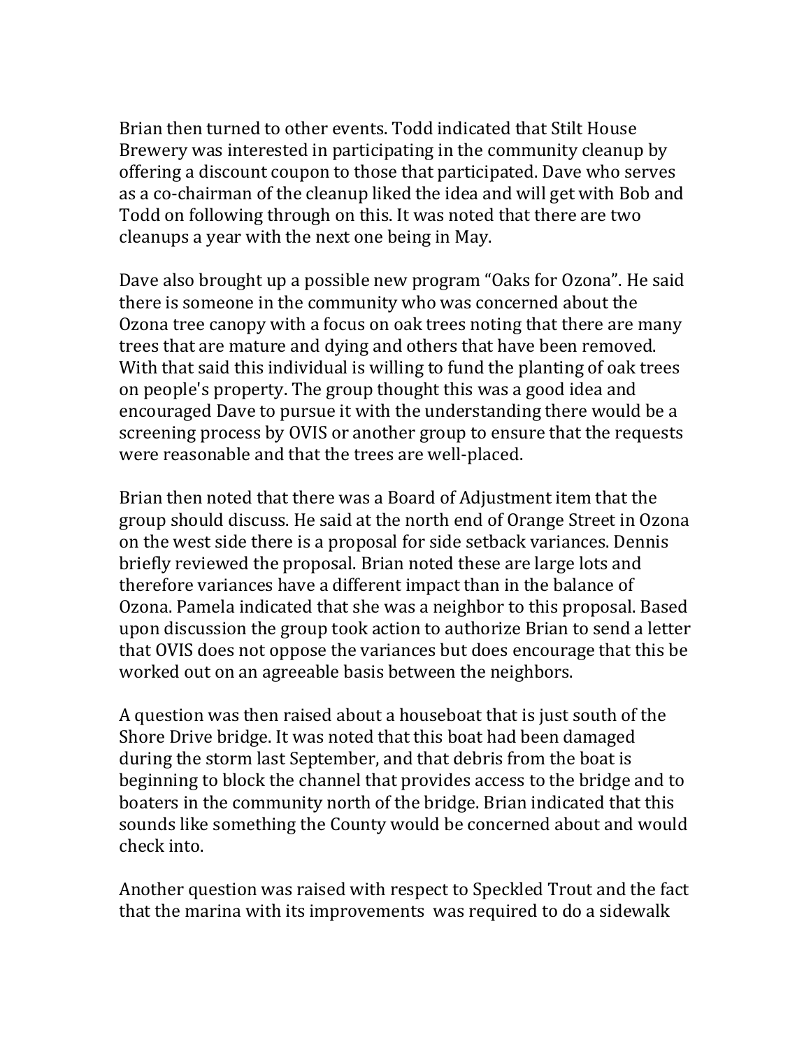Brian then turned to other events. Todd indicated that Stilt House Brewery was interested in participating in the community cleanup by offering a discount coupon to those that participated. Dave who serves as a co-chairman of the cleanup liked the idea and will get with Bob and Todd on following through on this. It was noted that there are two cleanups a year with the next one being in May.

Dave also brought up a possible new program “Oaks for Ozona”. He said there is someone in the community who was concerned about the Ozona tree canopy with a focus on oak trees noting that there are many trees that are mature and dying and others that have been removed. With that said this individual is willing to fund the planting of oak trees on people's property. The group thought this was a good idea and encouraged Dave to pursue it with the understanding there would be a screening process by OVIS or another group to ensure that the requests were reasonable and that the trees are well-placed.

Brian then noted that there was a Board of Adjustment item that the group should discuss. He said at the north end of Orange Street in Ozona on the west side there is a proposal for side setback variances. Dennis briefly reviewed the proposal. Brian noted these are large lots and therefore variances have a different impact than in the balance of Ozona. Pamela indicated that she was a neighbor to this proposal. Based upon discussion the group took action to authorize Brian to send a letter that OVIS does not oppose the variances but does encourage that this be worked out on an agreeable basis between the neighbors.

A question was then raised about a houseboat that is just south of the Shore Drive bridge. It was noted that this boat had been damaged during the storm last September, and that debris from the boat is beginning to block the channel that provides access to the bridge and to boaters in the community north of the bridge. Brian indicated that this sounds like something the County would be concerned about and would check into.

Another question was raised with respect to Speckled Trout and the fact that the marina with its improvements was required to do a sidewalk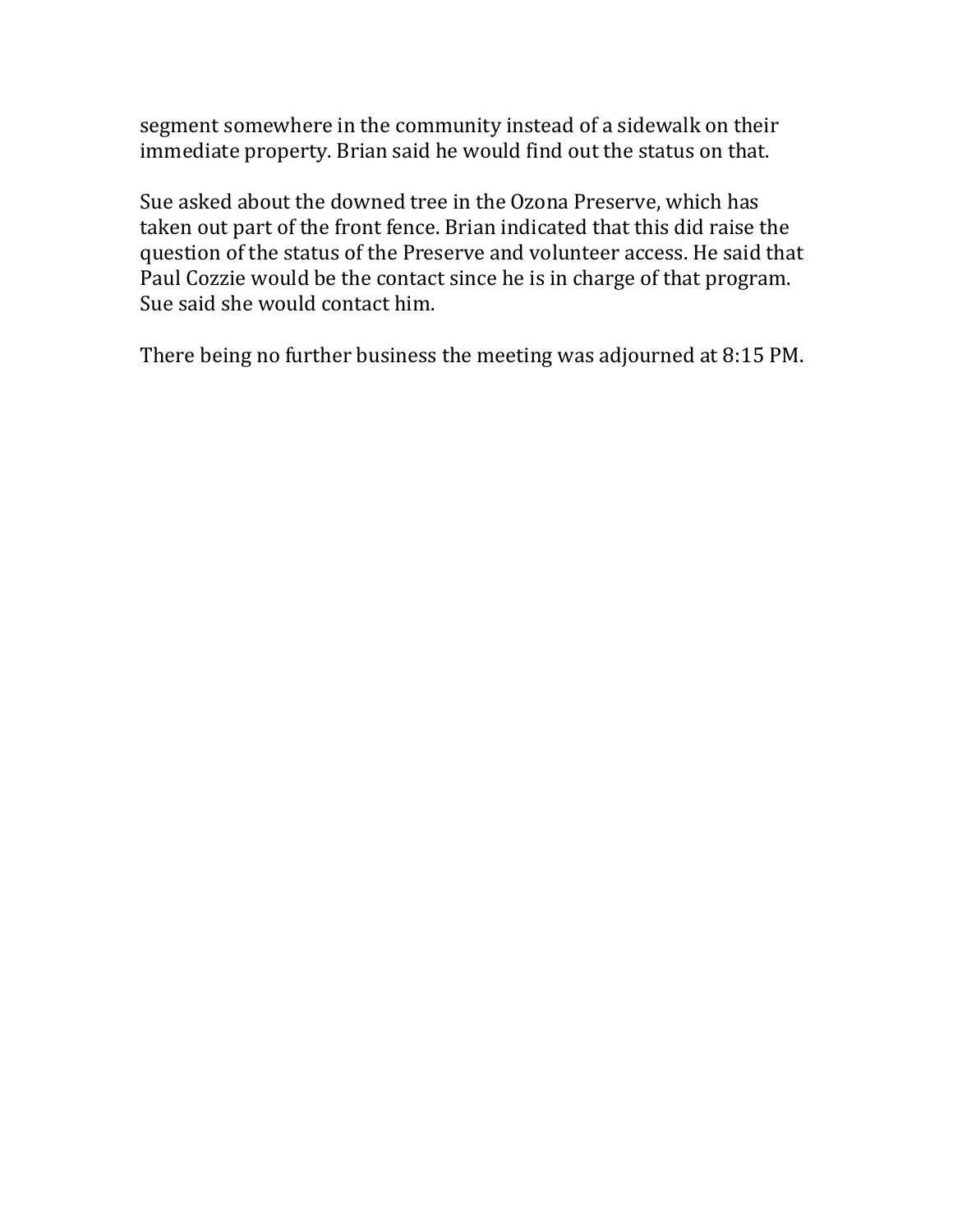segment somewhere in the community instead of a sidewalk on their immediate property. Brian said he would find out the status on that.

Sue asked about the downed tree in the Ozona Preserve, which has taken out part of the front fence. Brian indicated that this did raise the question of the status of the Preserve and volunteer access. He said that Paul Cozzie would be the contact since he is in charge of that program. Sue said she would contact him.

There being no further business the meeting was adjourned at 8:15 PM.